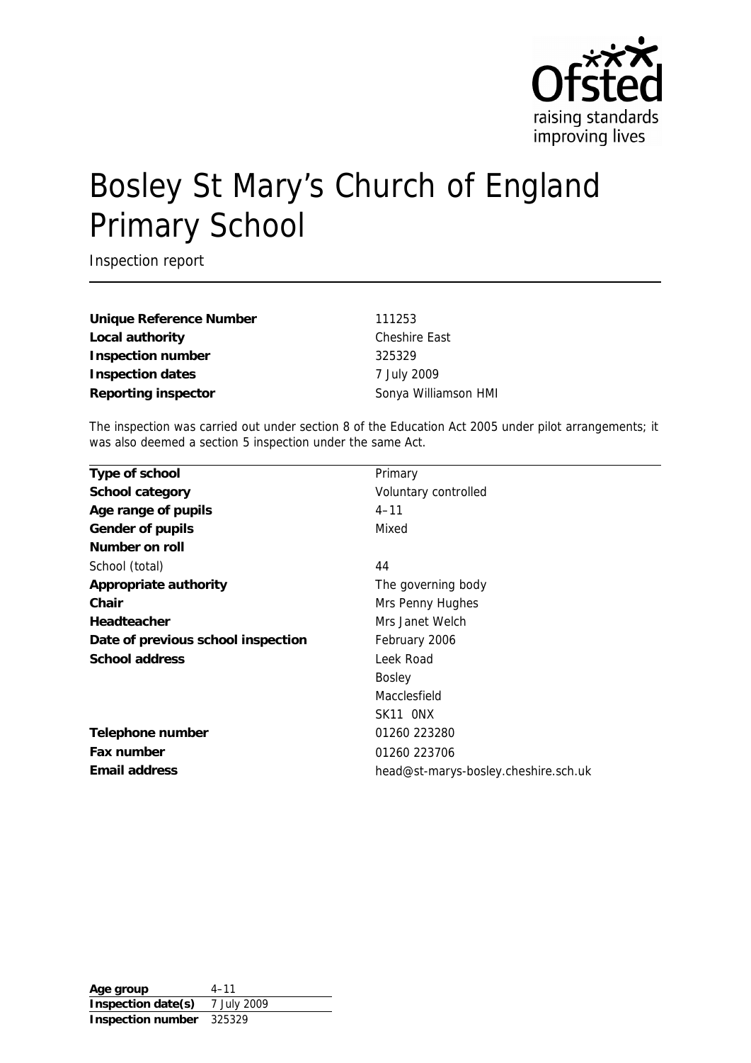# Bosley St Mary's Church of England Primary School

Inspection report

| | |
|---|---|
| **Unique Reference Number** | 111253 |
| **Local authority** | Cheshire East |
| **Inspection number** | 325329 |
| **Inspection dates** | 7 July 2009 |
| **Reporting inspector** | Sonya Williamson HMI |

The inspection was carried out under section 8 of the Education Act 2005 under pilot arrangements; it was also deemed a section 5 inspection under the same Act.

| | |
|---|---|
| **Type of school** | Primary |
| **School category** | Voluntary controlled |
| **Age range of pupils** | 4–11 |
| **Gender of pupils** | Mixed |
| **Number on roll** | |
| School (total) | 44 |
| **Appropriate authority** | The governing body |
| **Chair** | Mrs Penny Hughes |
| **Headteacher** | Mrs Janet Welch |
| **Date of previous school inspection** | February 2006 |
| **School address** | Leek Road<br>Bosley<br>Macclesfield<br>SK11 0NX |
| **Telephone number** | 01260 223280 |
| **Fax number** | 01260 223706 |
| **Email address** | head@st-marys-bosley.cheshire.sch.uk |

| | |
|---|---|
| **Age group** | 4–11 |
| **Inspection date(s)** | 7 July 2009 |
| **Inspection number** | 325329 |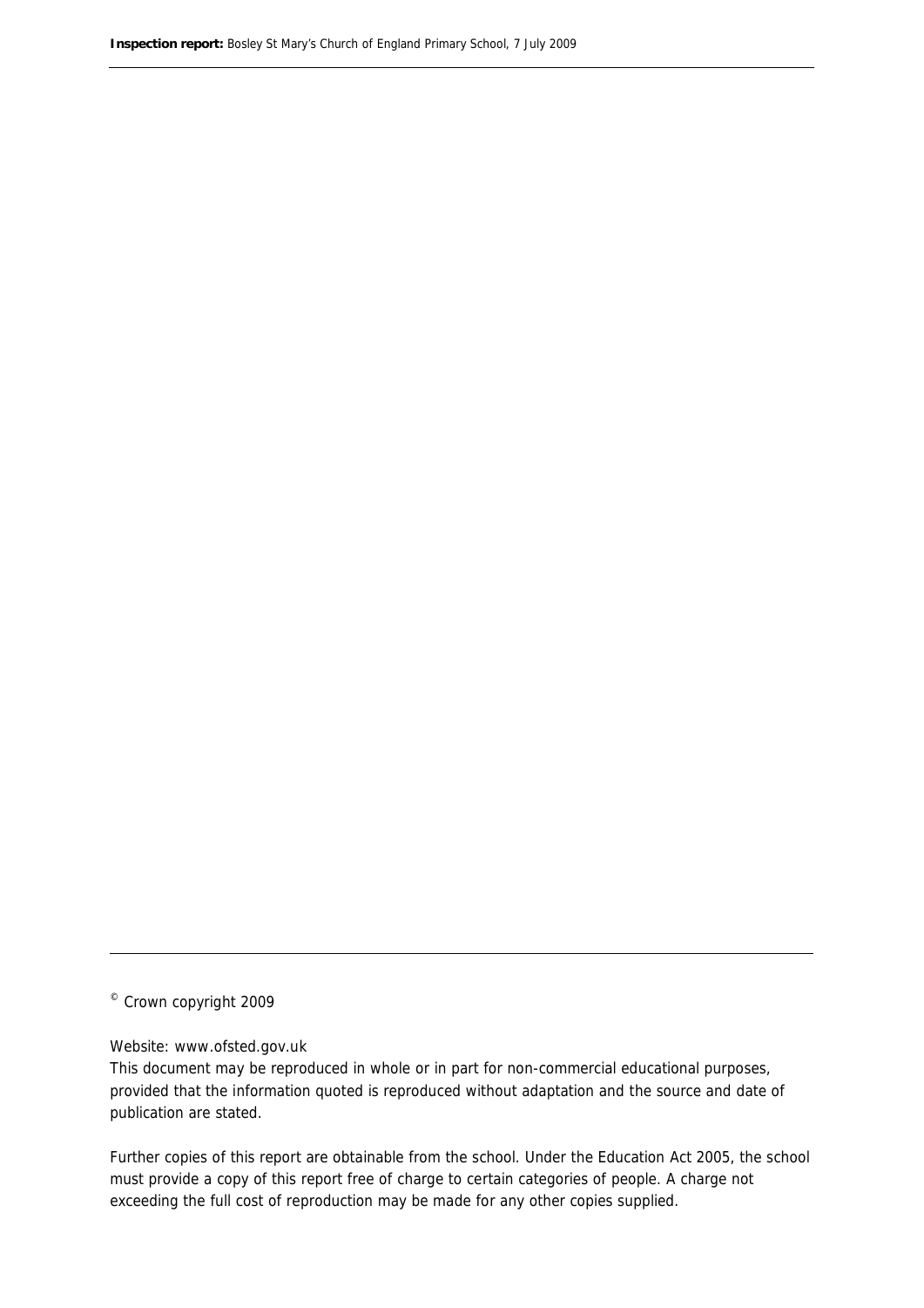© Crown copyright 2009

Website: www.ofsted.gov.uk

This document may be reproduced in whole or in part for non-commercial educational purposes, provided that the information quoted is reproduced without adaptation and the source and date of publication are stated.

Further copies of this report are obtainable from the school. Under the Education Act 2005, the school must provide a copy of this report free of charge to certain categories of people. A charge not exceeding the full cost of reproduction may be made for any other copies supplied.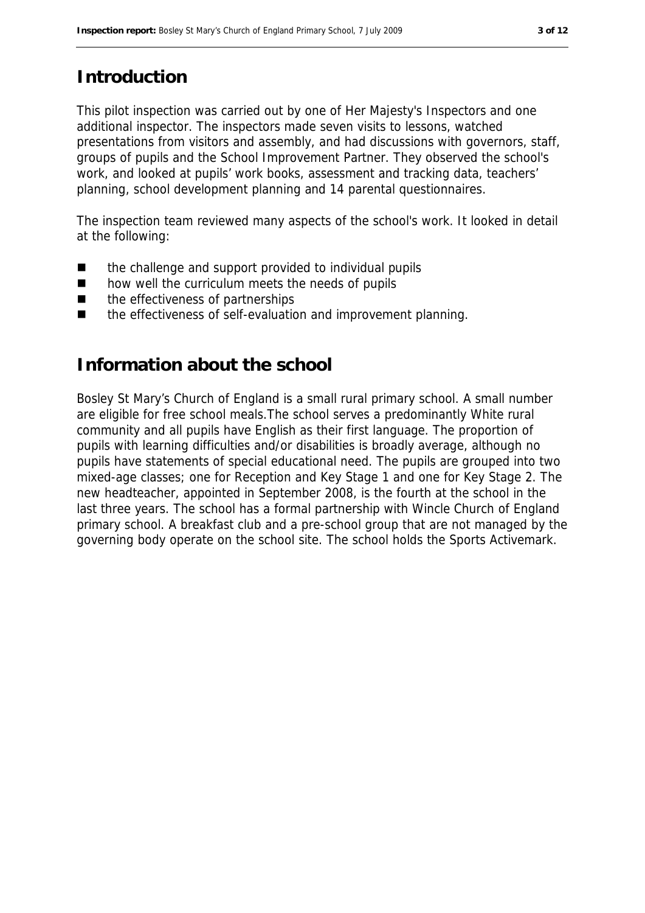# Introduction

This pilot inspection was carried out by one of Her Majesty's Inspectors and one additional inspector. The inspectors made seven visits to lessons, watched presentations from visitors and assembly, and had discussions with governors, staff, groups of pupils and the School Improvement Partner. They observed the school's work, and looked at pupils' work books, assessment and tracking data, teachers' planning, school development planning and 14 parental questionnaires.

The inspection team reviewed many aspects of the school's work. It looked in detail at the following:

- the challenge and support provided to individual pupils
- how well the curriculum meets the needs of pupils
- the effectiveness of partnerships
- the effectiveness of self-evaluation and improvement planning.

# Information about the school

Bosley St Mary's Church of England is a small rural primary school. A small number are eligible for free school meals.The school serves a predominantly White rural community and all pupils have English as their first language. The proportion of pupils with learning difficulties and/or disabilities is broadly average, although no pupils have statements of special educational need. The pupils are grouped into two mixed-age classes; one for Reception and Key Stage 1 and one for Key Stage 2. The new headteacher, appointed in September 2008, is the fourth at the school in the last three years. The school has a formal partnership with Wincle Church of England primary school. A breakfast club and a pre-school group that are not managed by the governing body operate on the school site. The school holds the Sports Activemark.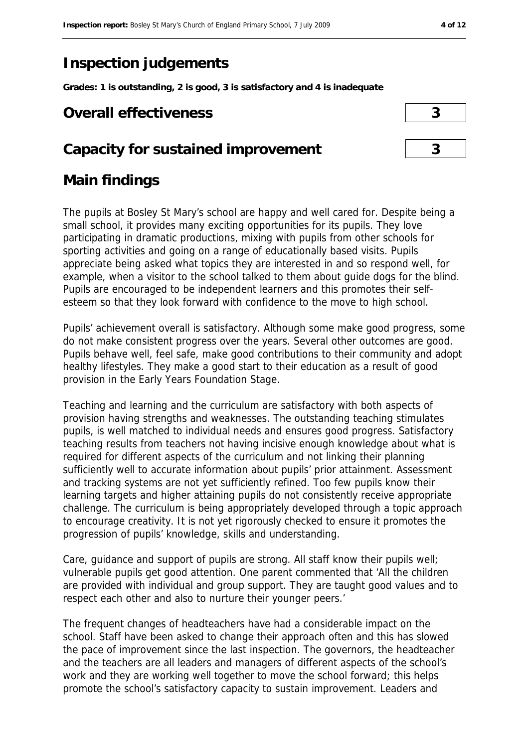# Inspection judgements

**Grades: 1 is outstanding, 2 is good, 3 is satisfactory and 4 is inadequate**

| | |
|---|---|
| **Overall effectiveness** | **3** |
| **Capacity for sustained improvement** | **3** |

## Main findings

The pupils at Bosley St Mary's school are happy and well cared for. Despite being a small school, it provides many exciting opportunities for its pupils. They love participating in dramatic productions, mixing with pupils from other schools for sporting activities and going on a range of educationally based visits. Pupils appreciate being asked what topics they are interested in and so respond well, for example, when a visitor to the school talked to them about guide dogs for the blind. Pupils are encouraged to be independent learners and this promotes their self-esteem so that they look forward with confidence to the move to high school.

Pupils' achievement overall is satisfactory. Although some make good progress, some do not make consistent progress over the years. Several other outcomes are good. Pupils behave well, feel safe, make good contributions to their community and adopt healthy lifestyles. They make a good start to their education as a result of good provision in the Early Years Foundation Stage.

Teaching and learning and the curriculum are satisfactory with both aspects of provision having strengths and weaknesses. The outstanding teaching stimulates pupils, is well matched to individual needs and ensures good progress. Satisfactory teaching results from teachers not having incisive enough knowledge about what is required for different aspects of the curriculum and not linking their planning sufficiently well to accurate information about pupils' prior attainment. Assessment and tracking systems are not yet sufficiently refined. Too few pupils know their learning targets and higher attaining pupils do not consistently receive appropriate challenge. The curriculum is being appropriately developed through a topic approach to encourage creativity. It is not yet rigorously checked to ensure it promotes the progression of pupils' knowledge, skills and understanding.

Care, guidance and support of pupils are strong. All staff know their pupils well; vulnerable pupils get good attention. One parent commented that 'All the children are provided with individual and group support. They are taught good values and to respect each other and also to nurture their younger peers.'

The frequent changes of headteachers have had a considerable impact on the school. Staff have been asked to change their approach often and this has slowed the pace of improvement since the last inspection. The governors, the headteacher and the teachers are all leaders and managers of different aspects of the school's work and they are working well together to move the school forward; this helps promote the school's satisfactory capacity to sustain improvement. Leaders and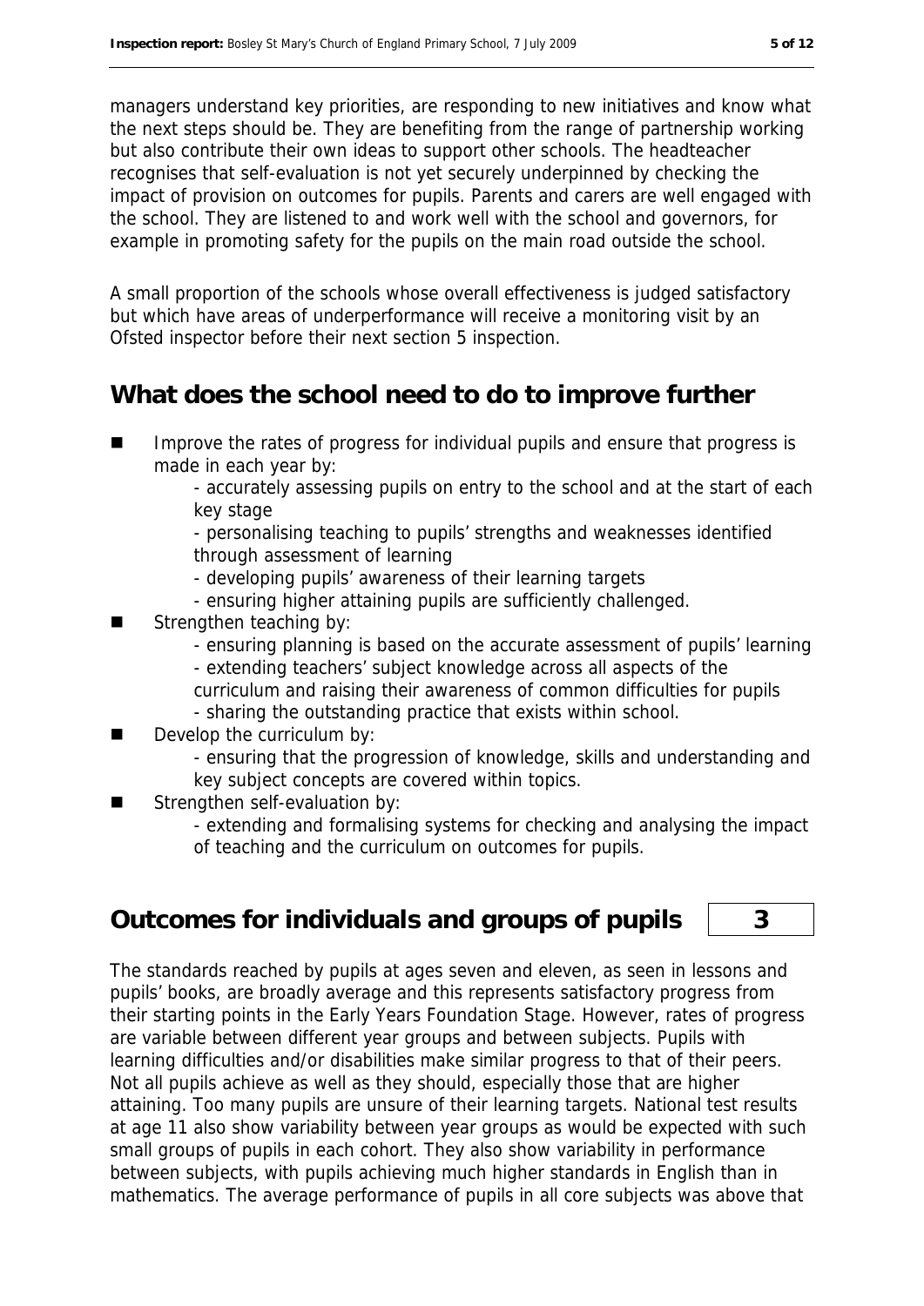managers understand key priorities, are responding to new initiatives and know what the next steps should be. They are benefiting from the range of partnership working but also contribute their own ideas to support other schools. The headteacher recognises that self-evaluation is not yet securely underpinned by checking the impact of provision on outcomes for pupils. Parents and carers are well engaged with the school. They are listened to and work well with the school and governors, for example in promoting safety for the pupils on the main road outside the school.

A small proportion of the schools whose overall effectiveness is judged satisfactory but which have areas of underperformance will receive a monitoring visit by an Ofsted inspector before their next section 5 inspection.

## What does the school need to do to improve further

- Improve the rates of progress for individual pupils and ensure that progress is made in each year by:
  - accurately assessing pupils on entry to the school and at the start of each key stage
  - personalising teaching to pupils' strengths and weaknesses identified through assessment of learning
  - developing pupils' awareness of their learning targets
  - ensuring higher attaining pupils are sufficiently challenged.
- Strengthen teaching by:
  - ensuring planning is based on the accurate assessment of pupils' learning
  - extending teachers' subject knowledge across all aspects of the curriculum and raising their awareness of common difficulties for pupils
  - sharing the outstanding practice that exists within school.
- Develop the curriculum by:
  - ensuring that the progression of knowledge, skills and understanding and key subject concepts are covered within topics.
- Strengthen self-evaluation by:
  - extending and formalising systems for checking and analysing the impact of teaching and the curriculum on outcomes for pupils.

## Outcomes for individuals and groups of pupils — 3

The standards reached by pupils at ages seven and eleven, as seen in lessons and pupils' books, are broadly average and this represents satisfactory progress from their starting points in the Early Years Foundation Stage. However, rates of progress are variable between different year groups and between subjects. Pupils with learning difficulties and/or disabilities make similar progress to that of their peers. Not all pupils achieve as well as they should, especially those that are higher attaining. Too many pupils are unsure of their learning targets. National test results at age 11 also show variability between year groups as would be expected with such small groups of pupils in each cohort. They also show variability in performance between subjects, with pupils achieving much higher standards in English than in mathematics. The average performance of pupils in all core subjects was above that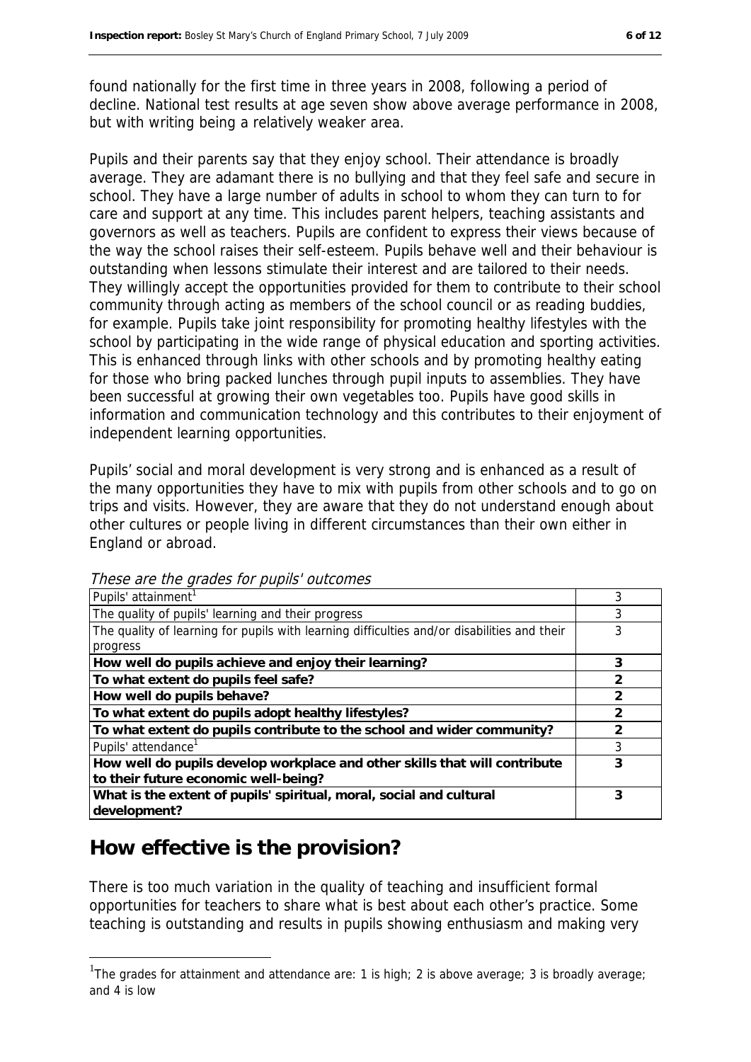found nationally for the first time in three years in 2008, following a period of decline. National test results at age seven show above average performance in 2008, but with writing being a relatively weaker area.

Pupils and their parents say that they enjoy school. Their attendance is broadly average. They are adamant there is no bullying and that they feel safe and secure in school. They have a large number of adults in school to whom they can turn to for care and support at any time. This includes parent helpers, teaching assistants and governors as well as teachers. Pupils are confident to express their views because of the way the school raises their self-esteem. Pupils behave well and their behaviour is outstanding when lessons stimulate their interest and are tailored to their needs. They willingly accept the opportunities provided for them to contribute to their school community through acting as members of the school council or as reading buddies, for example. Pupils take joint responsibility for promoting healthy lifestyles with the school by participating in the wide range of physical education and sporting activities. This is enhanced through links with other schools and by promoting healthy eating for those who bring packed lunches through pupil inputs to assemblies. They have been successful at growing their own vegetables too. Pupils have good skills in information and communication technology and this contributes to their enjoyment of independent learning opportunities.

Pupils' social and moral development is very strong and is enhanced as a result of the many opportunities they have to mix with pupils from other schools and to go on trips and visits. However, they are aware that they do not understand enough about other cultures or people living in different circumstances than their own either in England or abroad.

*These are the grades for pupils' outcomes*

| | |
|---|---|
| Pupils' attainment[1] | 3 |
| The quality of pupils' learning and their progress | 3 |
| The quality of learning for pupils with learning difficulties and/or disabilities and their progress | 3 |
| **How well do pupils achieve and enjoy their learning?** | **3** |
| **To what extent do pupils feel safe?** | **2** |
| **How well do pupils behave?** | **2** |
| **To what extent do pupils adopt healthy lifestyles?** | **2** |
| **To what extent do pupils contribute to the school and wider community?** | **2** |
| Pupils' attendance[1] | 3 |
| **How well do pupils develop workplace and other skills that will contribute to their future economic well-being?** | **3** |
| **What is the extent of pupils' spiritual, moral, social and cultural development?** | **3** |

## How effective is the provision?

There is too much variation in the quality of teaching and insufficient formal opportunities for teachers to share what is best about each other's practice. Some teaching is outstanding and results in pupils showing enthusiasm and making very

[1] The grades for attainment and attendance are: 1 is high; 2 is above average; 3 is broadly average; and 4 is low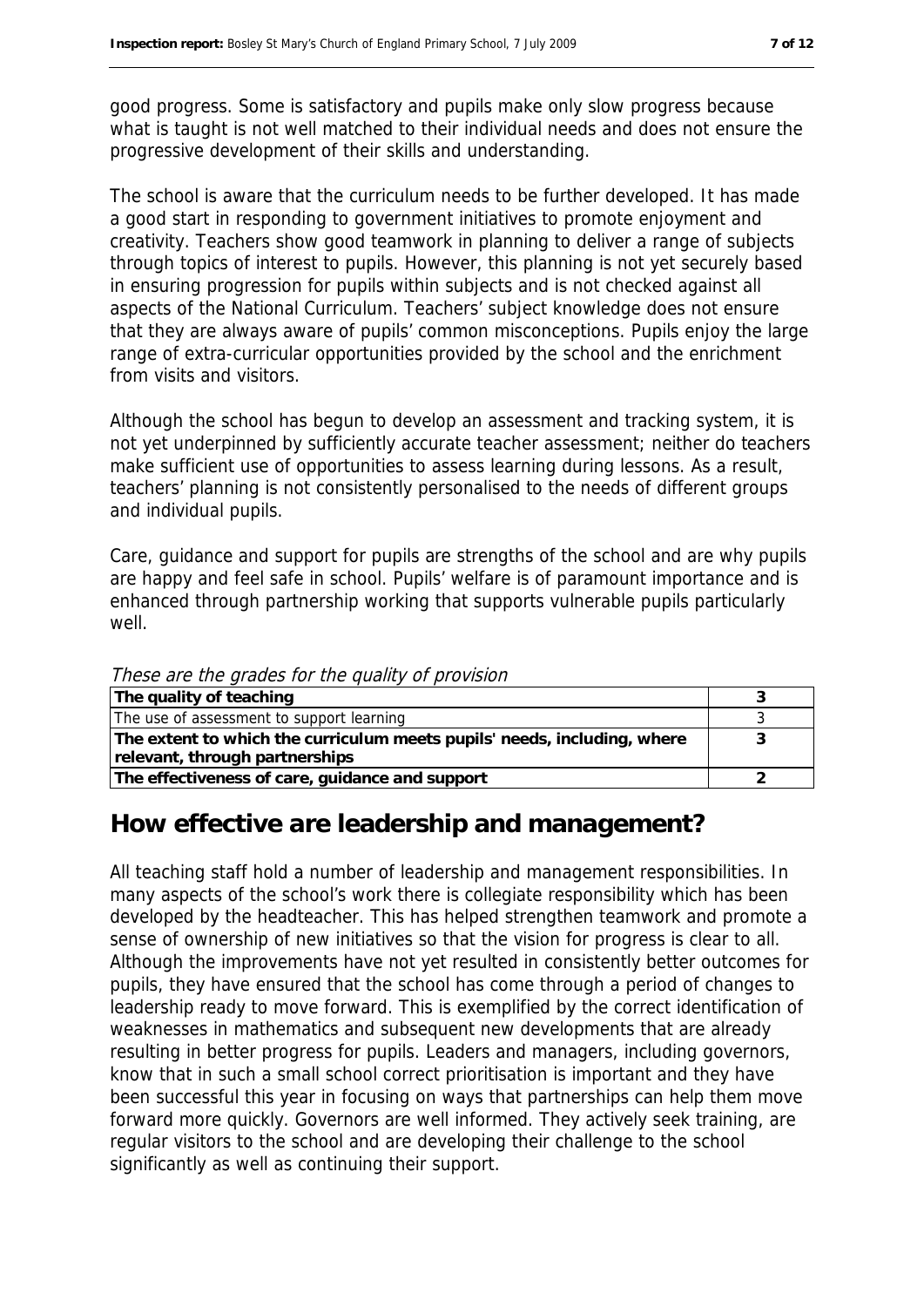good progress. Some is satisfactory and pupils make only slow progress because what is taught is not well matched to their individual needs and does not ensure the progressive development of their skills and understanding.

The school is aware that the curriculum needs to be further developed. It has made a good start in responding to government initiatives to promote enjoyment and creativity. Teachers show good teamwork in planning to deliver a range of subjects through topics of interest to pupils. However, this planning is not yet securely based in ensuring progression for pupils within subjects and is not checked against all aspects of the National Curriculum. Teachers' subject knowledge does not ensure that they are always aware of pupils' common misconceptions. Pupils enjoy the large range of extra-curricular opportunities provided by the school and the enrichment from visits and visitors.

Although the school has begun to develop an assessment and tracking system, it is not yet underpinned by sufficiently accurate teacher assessment; neither do teachers make sufficient use of opportunities to assess learning during lessons. As a result, teachers' planning is not consistently personalised to the needs of different groups and individual pupils.

Care, guidance and support for pupils are strengths of the school and are why pupils are happy and feel safe in school. Pupils' welfare is of paramount importance and is enhanced through partnership working that supports vulnerable pupils particularly well.

*These are the grades for the quality of provision*

| | |
|---|---|
| **The quality of teaching** | **3** |
| The use of assessment to support learning | 3 |
| **The extent to which the curriculum meets pupils' needs, including, where relevant, through partnerships** | **3** |
| **The effectiveness of care, guidance and support** | **2** |

## How effective are leadership and management?

All teaching staff hold a number of leadership and management responsibilities. In many aspects of the school's work there is collegiate responsibility which has been developed by the headteacher. This has helped strengthen teamwork and promote a sense of ownership of new initiatives so that the vision for progress is clear to all. Although the improvements have not yet resulted in consistently better outcomes for pupils, they have ensured that the school has come through a period of changes to leadership ready to move forward. This is exemplified by the correct identification of weaknesses in mathematics and subsequent new developments that are already resulting in better progress for pupils. Leaders and managers, including governors, know that in such a small school correct prioritisation is important and they have been successful this year in focusing on ways that partnerships can help them move forward more quickly. Governors are well informed. They actively seek training, are regular visitors to the school and are developing their challenge to the school significantly as well as continuing their support.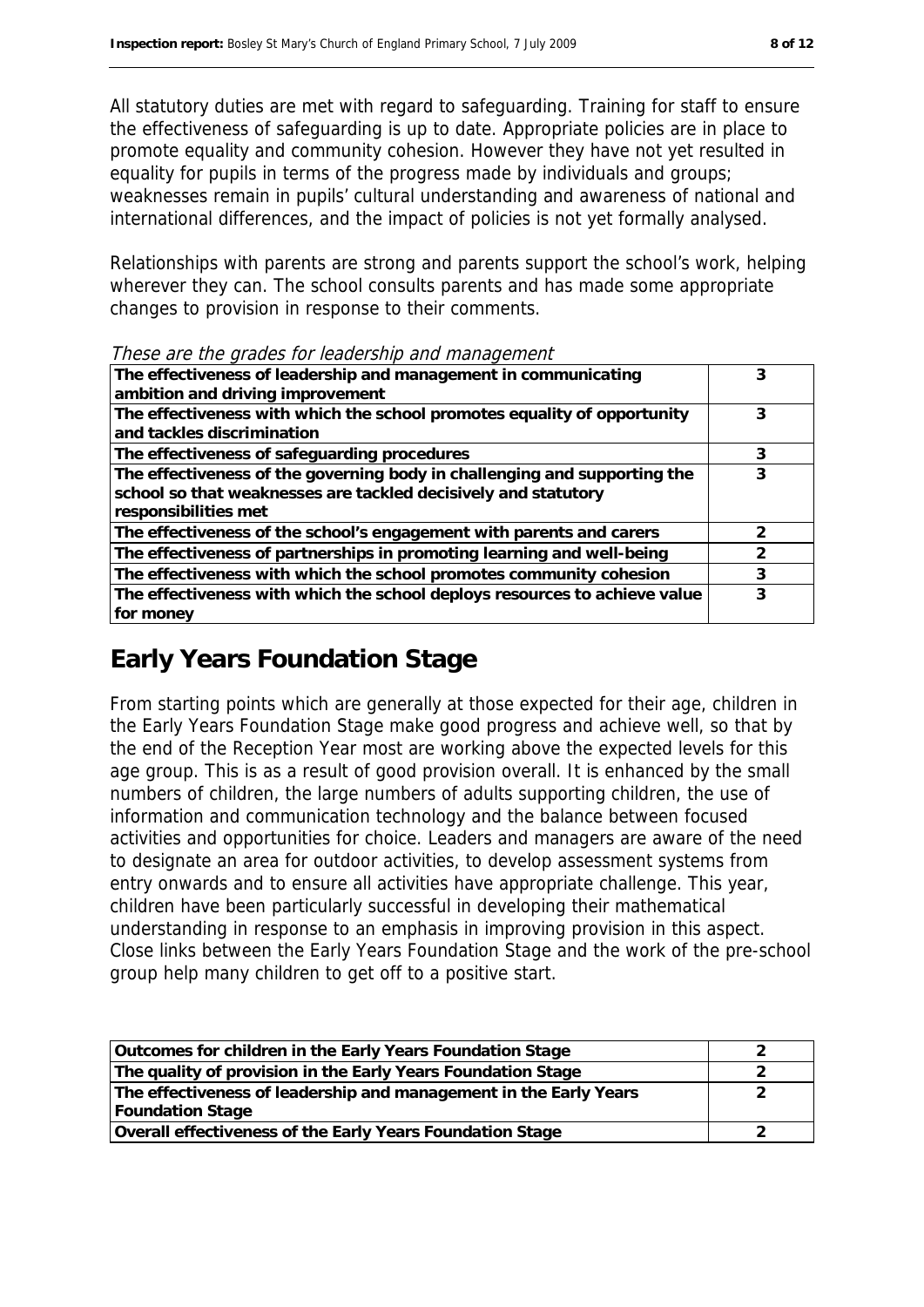All statutory duties are met with regard to safeguarding. Training for staff to ensure the effectiveness of safeguarding is up to date. Appropriate policies are in place to promote equality and community cohesion. However they have not yet resulted in equality for pupils in terms of the progress made by individuals and groups; weaknesses remain in pupils' cultural understanding and awareness of national and international differences, and the impact of policies is not yet formally analysed.

Relationships with parents are strong and parents support the school's work, helping wherever they can. The school consults parents and has made some appropriate changes to provision in response to their comments.

*These are the grades for leadership and management*

| | |
|---|---|
| **The effectiveness of leadership and management in communicating ambition and driving improvement** | **3** |
| **The effectiveness with which the school promotes equality of opportunity and tackles discrimination** | **3** |
| **The effectiveness of safeguarding procedures** | **3** |
| **The effectiveness of the governing body in challenging and supporting the school so that weaknesses are tackled decisively and statutory responsibilities met** | **3** |
| **The effectiveness of the school's engagement with parents and carers** | **2** |
| **The effectiveness of partnerships in promoting learning and well-being** | **2** |
| **The effectiveness with which the school promotes community cohesion** | **3** |
| **The effectiveness with which the school deploys resources to achieve value for money** | **3** |

# Early Years Foundation Stage

From starting points which are generally at those expected for their age, children in the Early Years Foundation Stage make good progress and achieve well, so that by the end of the Reception Year most are working above the expected levels for this age group. This is as a result of good provision overall. It is enhanced by the small numbers of children, the large numbers of adults supporting children, the use of information and communication technology and the balance between focused activities and opportunities for choice. Leaders and managers are aware of the need to designate an area for outdoor activities, to develop assessment systems from entry onwards and to ensure all activities have appropriate challenge. This year, children have been particularly successful in developing their mathematical understanding in response to an emphasis in improving provision in this aspect. Close links between the Early Years Foundation Stage and the work of the pre-school group help many children to get off to a positive start.

| | |
|---|---|
| **Outcomes for children in the Early Years Foundation Stage** | **2** |
| **The quality of provision in the Early Years Foundation Stage** | **2** |
| **The effectiveness of leadership and management in the Early Years Foundation Stage** | **2** |
| **Overall effectiveness of the Early Years Foundation Stage** | **2** |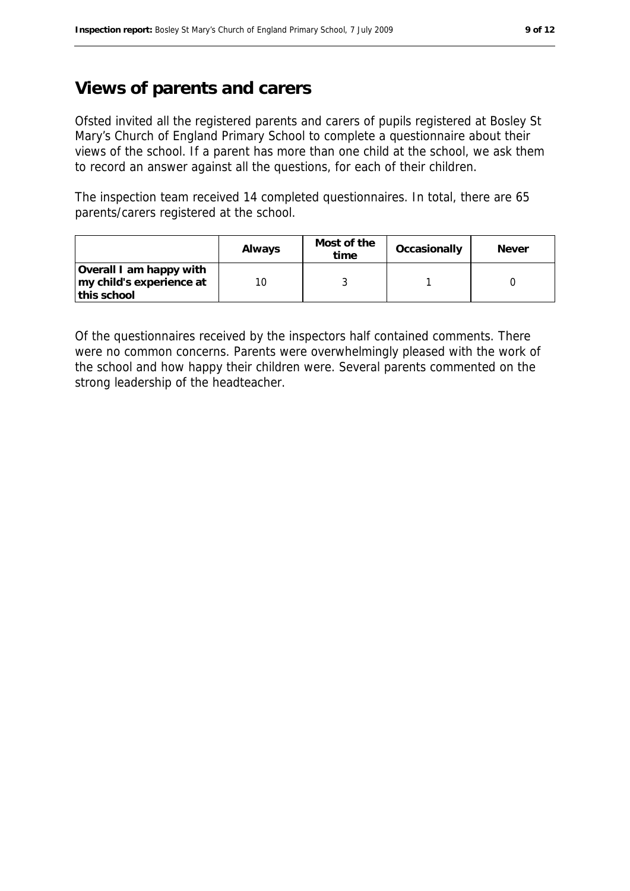# Views of parents and carers

Ofsted invited all the registered parents and carers of pupils registered at Bosley St Mary's Church of England Primary School to complete a questionnaire about their views of the school. If a parent has more than one child at the school, we ask them to record an answer against all the questions, for each of their children.

The inspection team received 14 completed questionnaires. In total, there are 65 parents/carers registered at the school.

| | Always | Most of the time | Occasionally | Never |
|---|---|---|---|---|
| **Overall I am happy with my child's experience at this school** | 10 | 3 | 1 | 0 |

Of the questionnaires received by the inspectors half contained comments. There were no common concerns. Parents were overwhelmingly pleased with the work of the school and how happy their children were. Several parents commented on the strong leadership of the headteacher.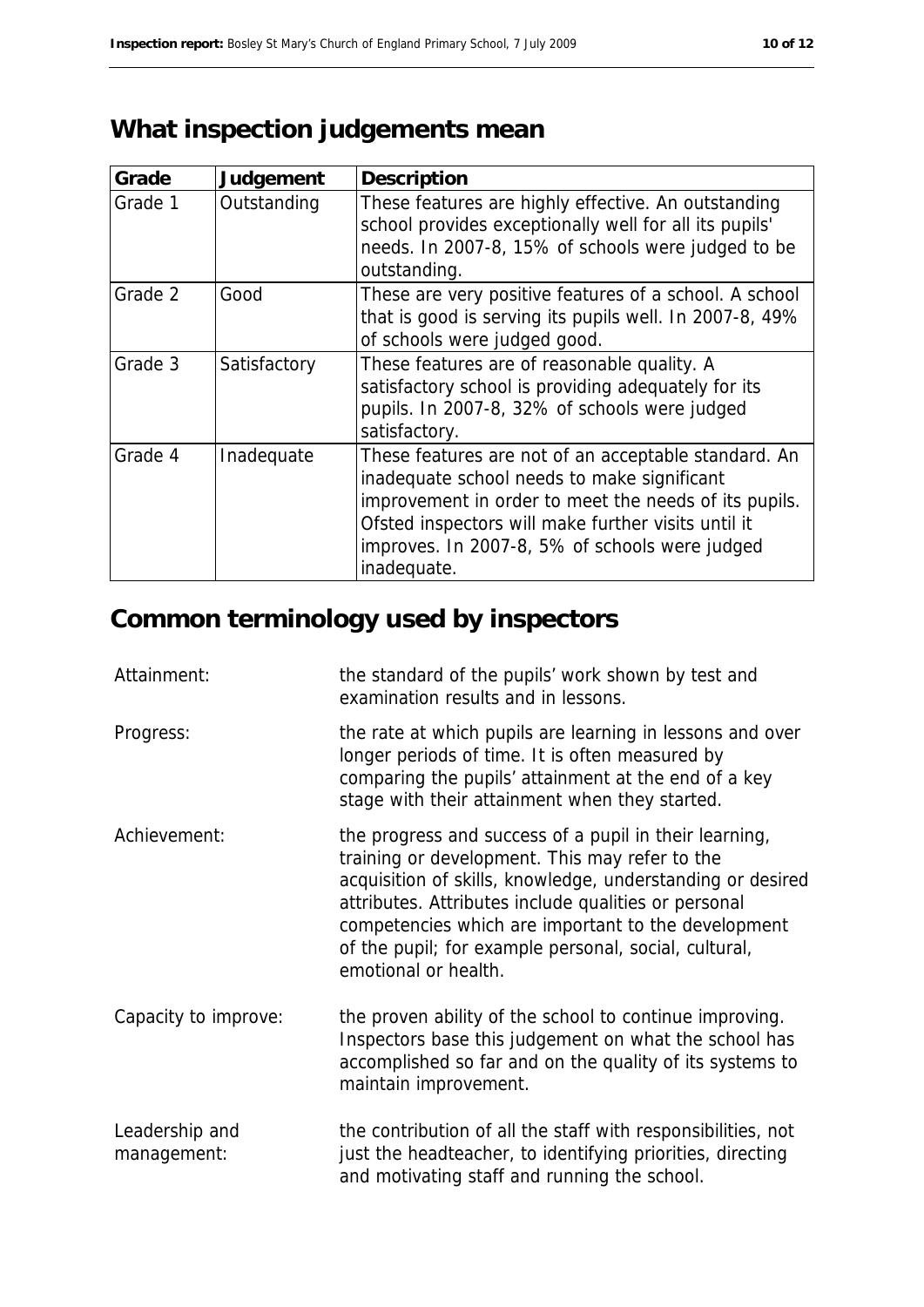## What inspection judgements mean

| Grade | Judgement | Description |
|---|---|---|
| Grade 1 | Outstanding | These features are highly effective. An outstanding school provides exceptionally well for all its pupils' needs. In 2007-8, 15% of schools were judged to be outstanding. |
| Grade 2 | Good | These are very positive features of a school. A school that is good is serving its pupils well. In 2007-8, 49% of schools were judged good. |
| Grade 3 | Satisfactory | These features are of reasonable quality. A satisfactory school is providing adequately for its pupils. In 2007-8, 32% of schools were judged satisfactory. |
| Grade 4 | Inadequate | These features are not of an acceptable standard. An inadequate school needs to make significant improvement in order to meet the needs of its pupils. Ofsted inspectors will make further visits until it improves. In 2007-8, 5% of schools were judged inadequate. |

## Common terminology used by inspectors

| | |
|---|---|
| Attainment: | the standard of the pupils' work shown by test and examination results and in lessons. |
| Progress: | the rate at which pupils are learning in lessons and over longer periods of time. It is often measured by comparing the pupils' attainment at the end of a key stage with their attainment when they started. |
| Achievement: | the progress and success of a pupil in their learning, training or development. This may refer to the acquisition of skills, knowledge, understanding or desired attributes. Attributes include qualities or personal competencies which are important to the development of the pupil; for example personal, social, cultural, emotional or health. |
| Capacity to improve: | the proven ability of the school to continue improving. Inspectors base this judgement on what the school has accomplished so far and on the quality of its systems to maintain improvement. |
| Leadership and management: | the contribution of all the staff with responsibilities, not just the headteacher, to identifying priorities, directing and motivating staff and running the school. |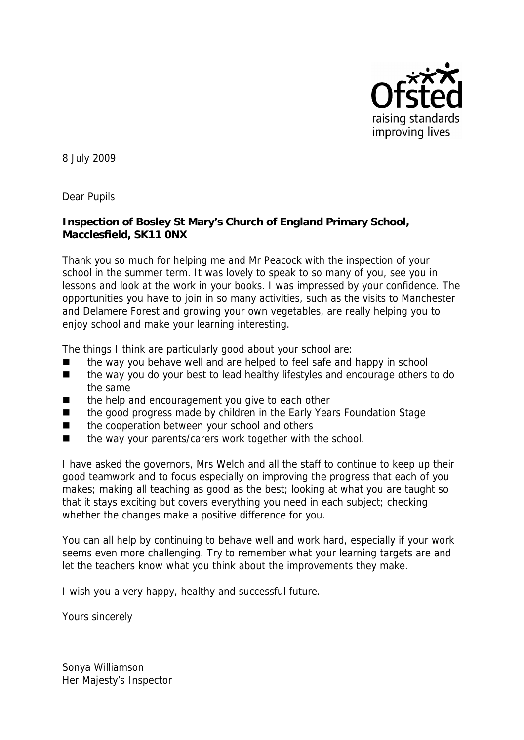8 July 2009

Dear Pupils

**Inspection of Bosley St Mary's Church of England Primary School, Macclesfield, SK11 0NX**

Thank you so much for helping me and Mr Peacock with the inspection of your school in the summer term. It was lovely to speak to so many of you, see you in lessons and look at the work in your books. I was impressed by your confidence. The opportunities you have to join in so many activities, such as the visits to Manchester and Delamere Forest and growing your own vegetables, are really helping you to enjoy school and make your learning interesting.

The things I think are particularly good about your school are:

- the way you behave well and are helped to feel safe and happy in school
- the way you do your best to lead healthy lifestyles and encourage others to do the same
- the help and encouragement you give to each other
- the good progress made by children in the Early Years Foundation Stage
- the cooperation between your school and others
- the way your parents/carers work together with the school.

I have asked the governors, Mrs Welch and all the staff to continue to keep up their good teamwork and to focus especially on improving the progress that each of you makes; making all teaching as good as the best; looking at what you are taught so that it stays exciting but covers everything you need in each subject; checking whether the changes make a positive difference for you.

You can all help by continuing to behave well and work hard, especially if your work seems even more challenging. Try to remember what your learning targets are and let the teachers know what you think about the improvements they make.

I wish you a very happy, healthy and successful future.

Yours sincerely

Sonya Williamson
Her Majesty's Inspector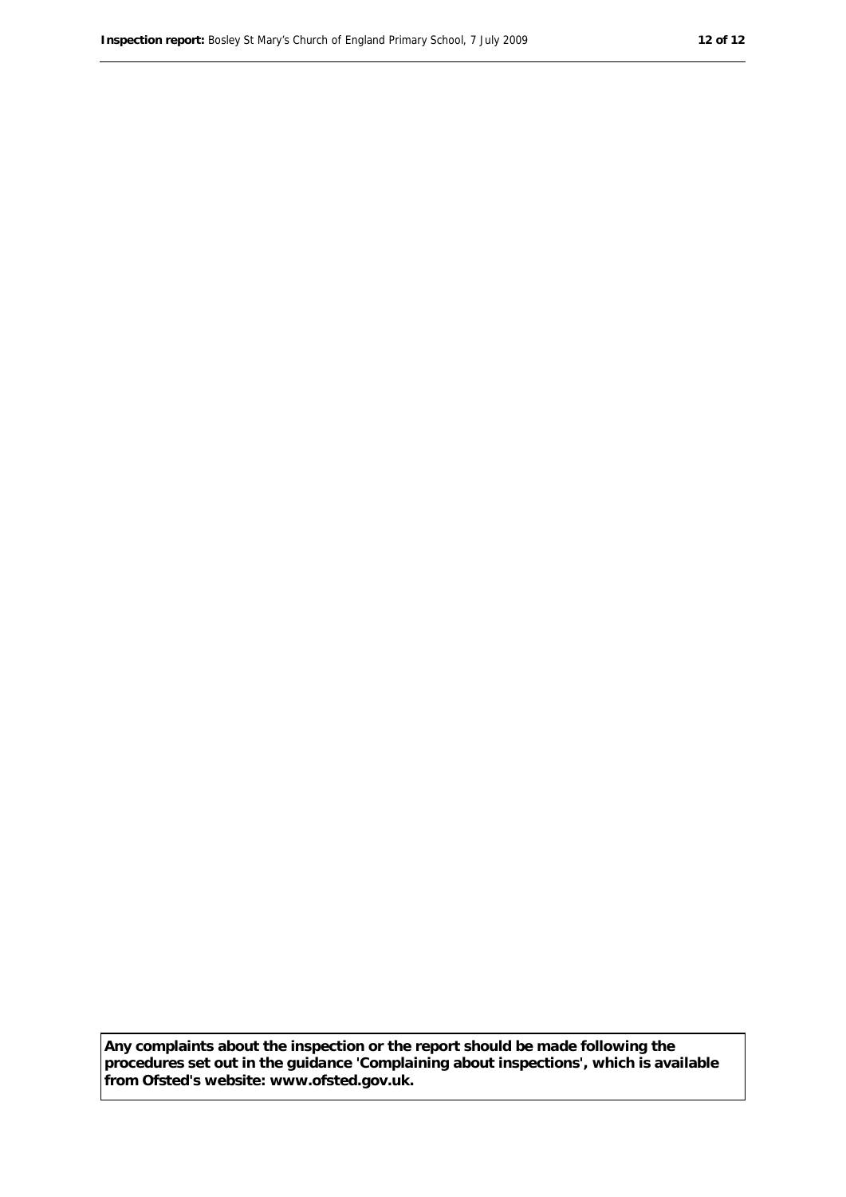**Any complaints about the inspection or the report should be made following the procedures set out in the guidance 'Complaining about inspections', which is available from Ofsted's website: www.ofsted.gov.uk.**